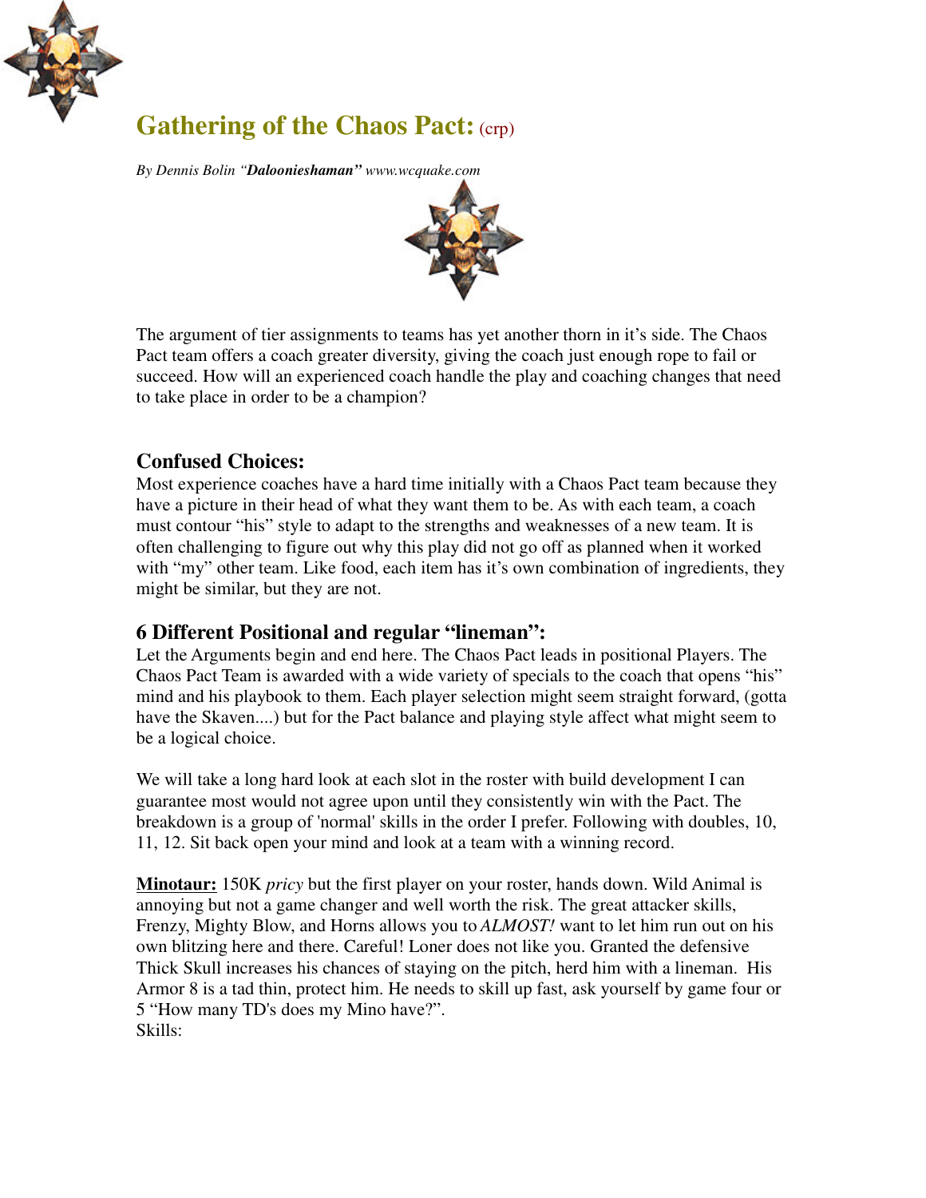# Gathering of the Chaos Pact: (crp)

*By Dennis Bolin "**Daloonieshaman**" www.wcquake.com*

The argument of tier assignments to teams has yet another thorn in it's side. The Chaos Pact team offers a coach greater diversity, giving the coach just enough rope to fail or succeed. How will an experienced coach handle the play and coaching changes that need to take place in order to be a champion?

## Confused Choices:

Most experience coaches have a hard time initially with a Chaos Pact team because they have a picture in their head of what they want them to be. As with each team, a coach must contour "his" style to adapt to the strengths and weaknesses of a new team. It is often challenging to figure out why this play did not go off as planned when it worked with "my" other team. Like food, each item has it's own combination of ingredients, they might be similar, but they are not.

## 6 Different Positional and regular "lineman":

Let the Arguments begin and end here. The Chaos Pact leads in positional Players. The Chaos Pact Team is awarded with a wide variety of specials to the coach that opens "his" mind and his playbook to them. Each player selection might seem straight forward, (gotta have the Skaven....) but for the Pact balance and playing style affect what might seem to be a logical choice.

We will take a long hard look at each slot in the roster with build development I can guarantee most would not agree upon until they consistently win with the Pact. The breakdown is a group of 'normal' skills in the order I prefer. Following with doubles, 10, 11, 12. Sit back open your mind and look at a team with a winning record.

**Minotaur:** 150K *pricy* but the first player on your roster, hands down. Wild Animal is annoying but not a game changer and well worth the risk. The great attacker skills, Frenzy, Mighty Blow, and Horns allows you to *ALMOST!* want to let him run out on his own blitzing here and there. Careful! Loner does not like you. Granted the defensive Thick Skull increases his chances of staying on the pitch, herd him with a lineman. His Armor 8 is a tad thin, protect him. He needs to skill up fast, ask yourself by game four or 5 "How many TD's does my Mino have?".

Skills: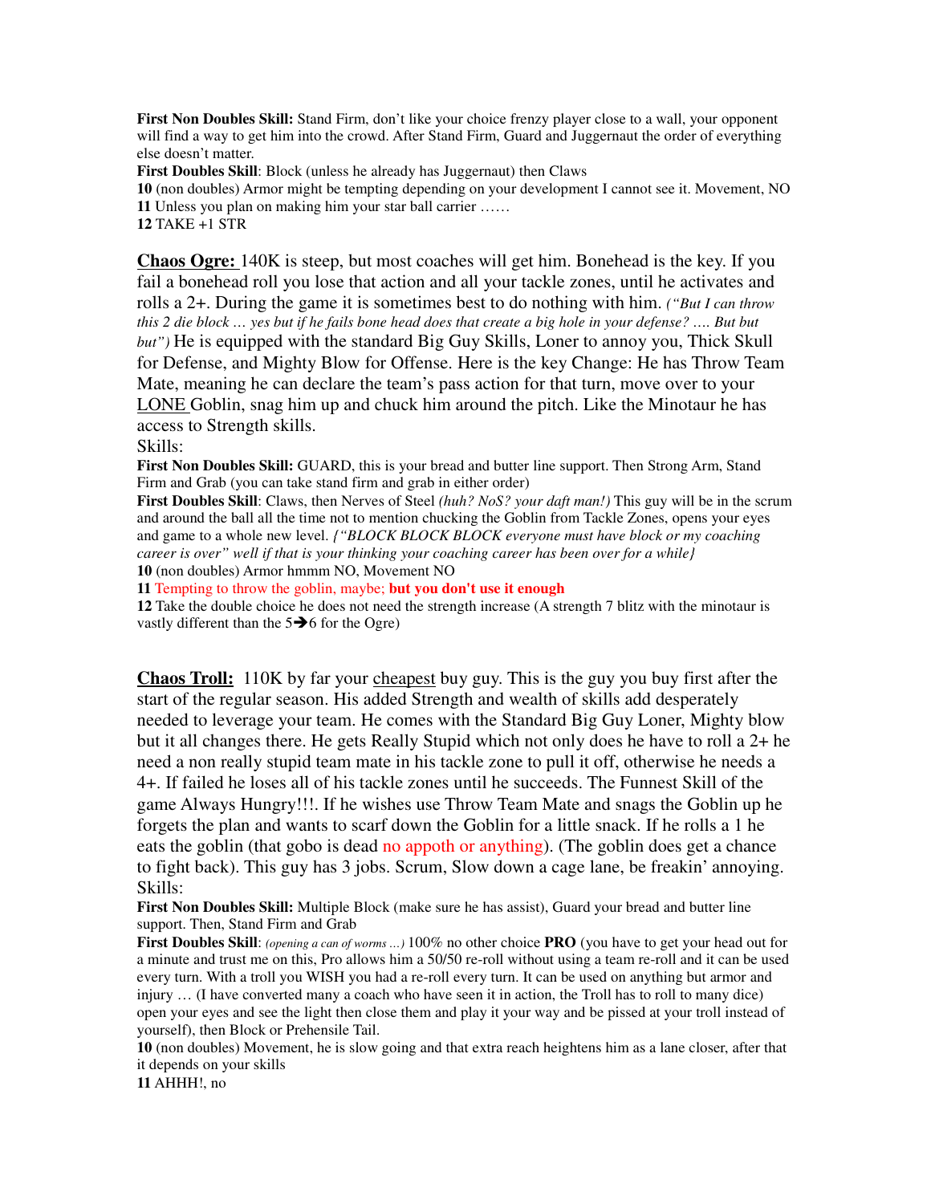**First Non Doubles Skill:** Stand Firm, don't like your choice frenzy player close to a wall, your opponent will find a way to get him into the crowd. After Stand Firm, Guard and Juggernaut the order of everything else doesn't matter.

**First Doubles Skill**: Block (unless he already has Juggernaut) then Claws

**10** (non doubles) Armor might be tempting depending on your development I cannot see it. Movement, NO

**11** Unless you plan on making him your star ball carrier ……

**12** TAKE +1 STR

**Chaos Ogre:** 140K is steep, but most coaches will get him. Bonehead is the key. If you fail a bonehead roll you lose that action and all your tackle zones, until he activates and rolls a 2+. During the game it is sometimes best to do nothing with him. *("But I can throw this 2 die block … yes but if he fails bone head does that create a big hole in your defense? …. But but but")* He is equipped with the standard Big Guy Skills, Loner to annoy you, Thick Skull for Defense, and Mighty Blow for Offense. Here is the key Change: He has Throw Team Mate, meaning he can declare the team's pass action for that turn, move over to your LONE Goblin, snag him up and chuck him around the pitch. Like the Minotaur he has access to Strength skills.

Skills:

**First Non Doubles Skill:** GUARD, this is your bread and butter line support. Then Strong Arm, Stand Firm and Grab (you can take stand firm and grab in either order)

**First Doubles Skill**: Claws, then Nerves of Steel *(huh? NoS? your daft man!)* This guy will be in the scrum and around the ball all the time not to mention chucking the Goblin from Tackle Zones, opens your eyes and game to a whole new level. *{"BLOCK BLOCK BLOCK everyone must have block or my coaching career is over" well if that is your thinking your coaching career has been over for a while}*

**10** (non doubles) Armor hmmm NO, Movement NO

**11** Tempting to throw the goblin, maybe; **but you don't use it enough**

**12** Take the double choice he does not need the strength increase (A strength 7 blitz with the minotaur is vastly different than the 5➔6 for the Ogre)

**Chaos Troll:** 110K by far your cheapest buy guy. This is the guy you buy first after the start of the regular season. His added Strength and wealth of skills add desperately needed to leverage your team. He comes with the Standard Big Guy Loner, Mighty blow but it all changes there. He gets Really Stupid which not only does he have to roll a 2+ he need a non really stupid team mate in his tackle zone to pull it off, otherwise he needs a 4+. If failed he loses all of his tackle zones until he succeeds. The Funnest Skill of the game Always Hungry!!!. If he wishes use Throw Team Mate and snags the Goblin up he forgets the plan and wants to scarf down the Goblin for a little snack. If he rolls a 1 he eats the goblin (that gobo is dead no appoth or anything). (The goblin does get a chance to fight back). This guy has 3 jobs. Scrum, Slow down a cage lane, be freakin' annoying.

Skills:

**First Non Doubles Skill:** Multiple Block (make sure he has assist), Guard your bread and butter line support. Then, Stand Firm and Grab

**First Doubles Skill**: *(opening a can of worms …)* 100% no other choice **PRO** (you have to get your head out for a minute and trust me on this, Pro allows him a 50/50 re-roll without using a team re-roll and it can be used every turn. With a troll you WISH you had a re-roll every turn. It can be used on anything but armor and injury … (I have converted many a coach who have seen it in action, the Troll has to roll to many dice) open your eyes and see the light then close them and play it your way and be pissed at your troll instead of yourself), then Block or Prehensile Tail.

**10** (non doubles) Movement, he is slow going and that extra reach heightens him as a lane closer, after that it depends on your skills

**11** AHHH!, no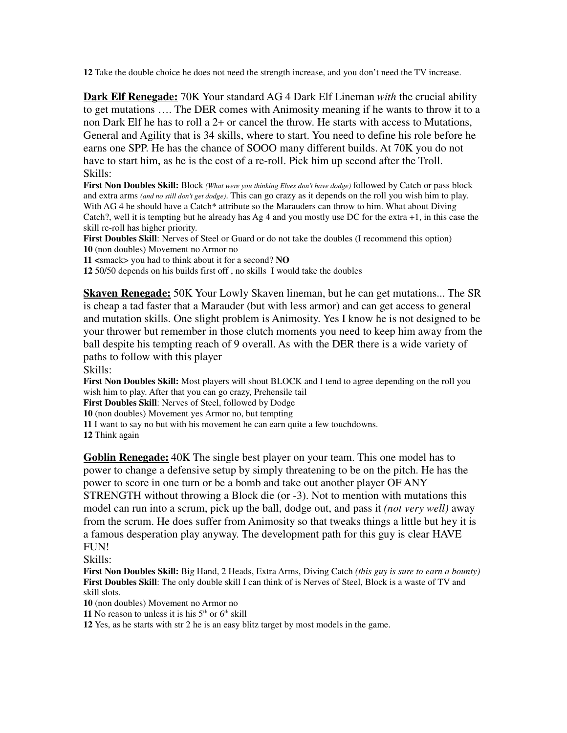**12** Take the double choice he does not need the strength increase, and you don't need the TV increase.

**Dark Elf Renegade:** 70K Your standard AG 4 Dark Elf Lineman *with* the crucial ability to get mutations …. The DER comes with Animosity meaning if he wants to throw it to a non Dark Elf he has to roll a 2+ or cancel the throw. He starts with access to Mutations, General and Agility that is 34 skills, where to start. You need to define his role before he earns one SPP. He has the chance of SOOO many different builds. At 70K you do not have to start him, as he is the cost of a re-roll. Pick him up second after the Troll.

Skills:

**First Non Doubles Skill:** Block *(What were you thinking Elves don't have dodge)* followed by Catch or pass block and extra arms *(and no still don't get dodge)*. This can go crazy as it depends on the roll you wish him to play. With AG 4 he should have a Catch* attribute so the Marauders can throw to him. What about Diving Catch?, well it is tempting but he already has Ag 4 and you mostly use DC for the extra +1, in this case the skill re-roll has higher priority.

**First Doubles Skill**: Nerves of Steel or Guard or do not take the doubles (I recommend this option)

**10** (non doubles) Movement no Armor no

**11** <smack> you had to think about it for a second? **NO**

**12** 50/50 depends on his builds first off , no skills I would take the doubles

**Skaven Renegade:** 50K Your Lowly Skaven lineman, but he can get mutations... The SR is cheap a tad faster that a Marauder (but with less armor) and can get access to general and mutation skills. One slight problem is Animosity. Yes I know he is not designed to be your thrower but remember in those clutch moments you need to keep him away from the ball despite his tempting reach of 9 overall. As with the DER there is a wide variety of paths to follow with this player

Skills:

**First Non Doubles Skill:** Most players will shout BLOCK and I tend to agree depending on the roll you wish him to play. After that you can go crazy, Prehensile tail

**First Doubles Skill**: Nerves of Steel, followed by Dodge

**10** (non doubles) Movement yes Armor no, but tempting

**11** I want to say no but with his movement he can earn quite a few touchdowns.

**12** Think again

**Goblin Renegade:** 40K The single best player on your team. This one model has to power to change a defensive setup by simply threatening to be on the pitch. He has the power to score in one turn or be a bomb and take out another player OF ANY STRENGTH without throwing a Block die (or -3). Not to mention with mutations this model can run into a scrum, pick up the ball, dodge out, and pass it *(not very well)* away from the scrum. He does suffer from Animosity so that tweaks things a little but hey it is a famous desperation play anyway. The development path for this guy is clear HAVE FUN!

Skills:

**First Non Doubles Skill:** Big Hand, 2 Heads, Extra Arms, Diving Catch *(this guy is sure to earn a bounty)*

**First Doubles Skill**: The only double skill I can think of is Nerves of Steel, Block is a waste of TV and skill slots.

**10** (non doubles) Movement no Armor no

**11** No reason to unless it is his 5th or 6th skill

**12** Yes, as he starts with str 2 he is an easy blitz target by most models in the game.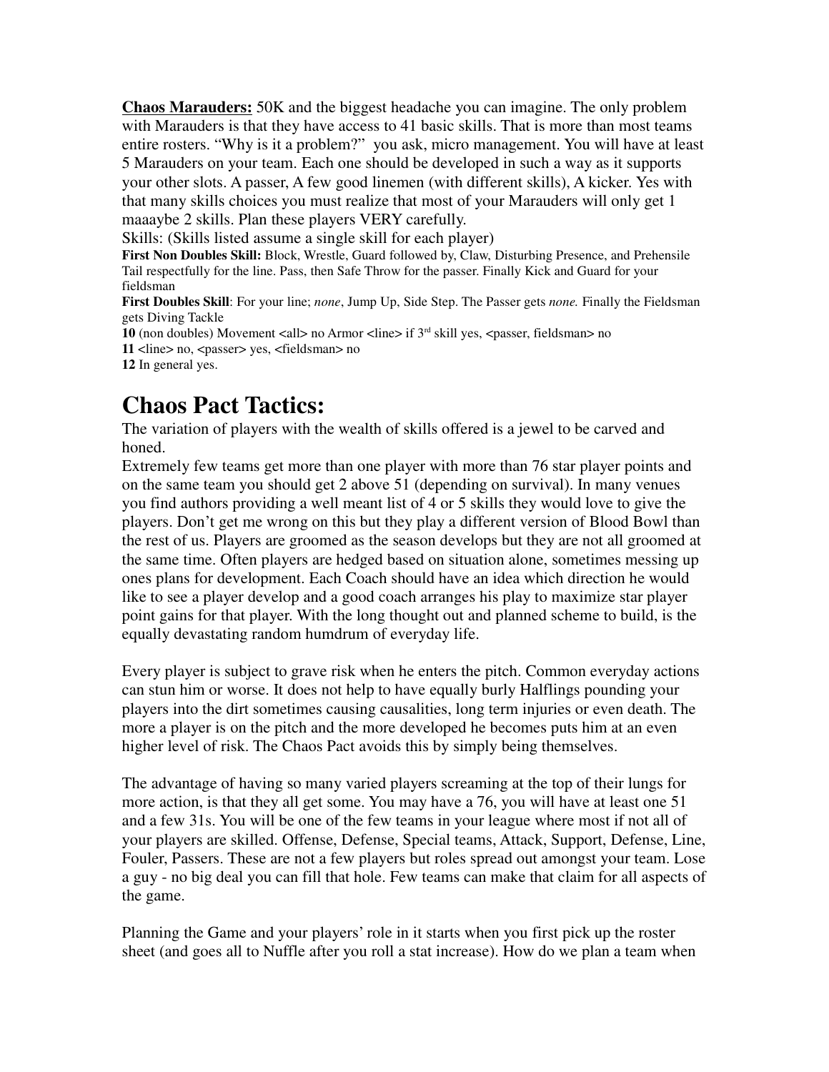**Chaos Marauders:** 50K and the biggest headache you can imagine. The only problem with Marauders is that they have access to 41 basic skills. That is more than most teams entire rosters. "Why is it a problem?" you ask, micro management. You will have at least 5 Marauders on your team. Each one should be developed in such a way as it supports your other slots. A passer, A few good linemen (with different skills), A kicker. Yes with that many skills choices you must realize that most of your Marauders will only get 1 maaaybe 2 skills. Plan these players VERY carefully.

Skills: (Skills listed assume a single skill for each player)

**First Non Doubles Skill:** Block, Wrestle, Guard followed by, Claw, Disturbing Presence, and Prehensile Tail respectfully for the line. Pass, then Safe Throw for the passer. Finally Kick and Guard for your fieldsman

**First Doubles Skill**: For your line; *none*, Jump Up, Side Step. The Passer gets *none.* Finally the Fieldsman gets Diving Tackle

**10** (non doubles) Movement <all> no Armor <line> if 3rd skill yes, <passer, fieldsman> no

**11** <line> no, <passer> yes, <fieldsman> no

**12** In general yes.

# Chaos Pact Tactics:

The variation of players with the wealth of skills offered is a jewel to be carved and honed.

Extremely few teams get more than one player with more than 76 star player points and on the same team you should get 2 above 51 (depending on survival). In many venues you find authors providing a well meant list of 4 or 5 skills they would love to give the players. Don't get me wrong on this but they play a different version of Blood Bowl than the rest of us. Players are groomed as the season develops but they are not all groomed at the same time. Often players are hedged based on situation alone, sometimes messing up ones plans for development. Each Coach should have an idea which direction he would like to see a player develop and a good coach arranges his play to maximize star player point gains for that player. With the long thought out and planned scheme to build, is the equally devastating random humdrum of everyday life.

Every player is subject to grave risk when he enters the pitch. Common everyday actions can stun him or worse. It does not help to have equally burly Halflings pounding your players into the dirt sometimes causing causalities, long term injuries or even death. The more a player is on the pitch and the more developed he becomes puts him at an even higher level of risk. The Chaos Pact avoids this by simply being themselves.

The advantage of having so many varied players screaming at the top of their lungs for more action, is that they all get some. You may have a 76, you will have at least one 51 and a few 31s. You will be one of the few teams in your league where most if not all of your players are skilled. Offense, Defense, Special teams, Attack, Support, Defense, Line, Fouler, Passers. These are not a few players but roles spread out amongst your team. Lose a guy - no big deal you can fill that hole. Few teams can make that claim for all aspects of the game.

Planning the Game and your players' role in it starts when you first pick up the roster sheet (and goes all to Nuffle after you roll a stat increase). How do we plan a team when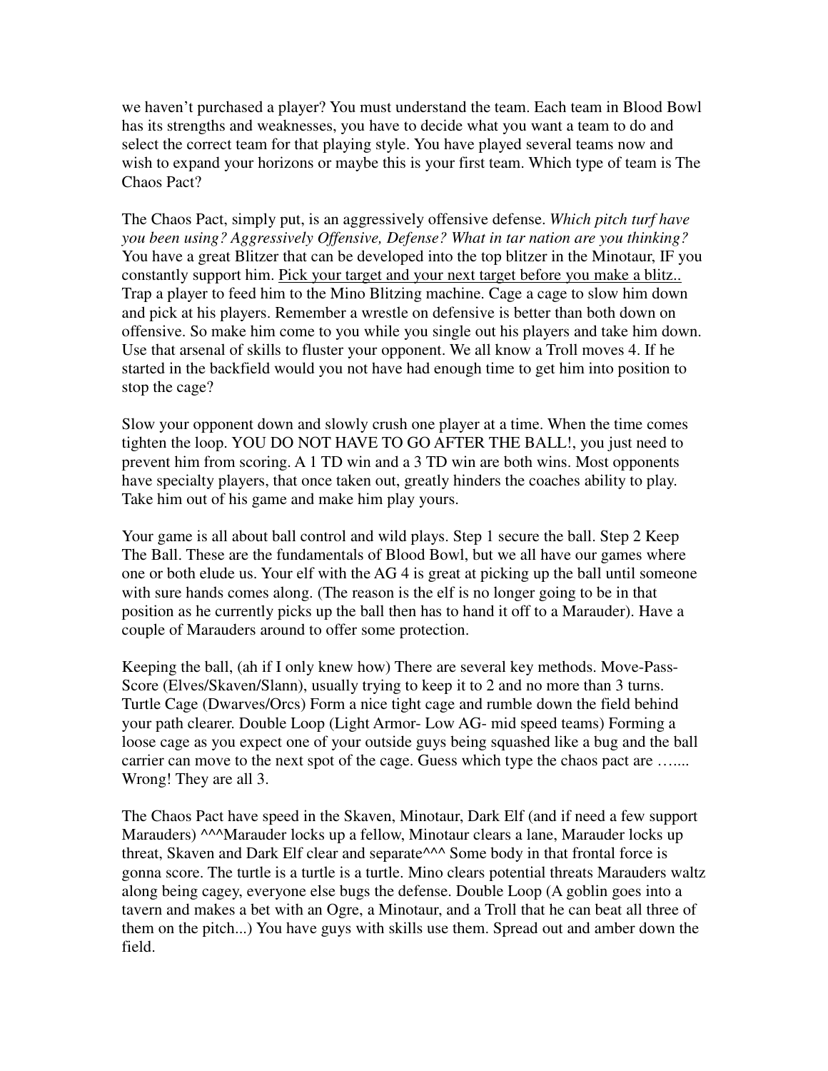we haven't purchased a player? You must understand the team. Each team in Blood Bowl has its strengths and weaknesses, you have to decide what you want a team to do and select the correct team for that playing style. You have played several teams now and wish to expand your horizons or maybe this is your first team. Which type of team is The Chaos Pact?

The Chaos Pact, simply put, is an aggressively offensive defense. *Which pitch turf have you been using? Aggressively Offensive, Defense? What in tar nation are you thinking?* You have a great Blitzer that can be developed into the top blitzer in the Minotaur, IF you constantly support him. <u>Pick your target and your next target before you make a blitz..</u> Trap a player to feed him to the Mino Blitzing machine. Cage a cage to slow him down and pick at his players. Remember a wrestle on defensive is better than both down on offensive. So make him come to you while you single out his players and take him down. Use that arsenal of skills to fluster your opponent. We all know a Troll moves 4. If he started in the backfield would you not have had enough time to get him into position to stop the cage?

Slow your opponent down and slowly crush one player at a time. When the time comes tighten the loop. YOU DO NOT HAVE TO GO AFTER THE BALL!, you just need to prevent him from scoring. A 1 TD win and a 3 TD win are both wins. Most opponents have specialty players, that once taken out, greatly hinders the coaches ability to play. Take him out of his game and make him play yours.

Your game is all about ball control and wild plays. Step 1 secure the ball. Step 2 Keep The Ball. These are the fundamentals of Blood Bowl, but we all have our games where one or both elude us. Your elf with the AG 4 is great at picking up the ball until someone with sure hands comes along. (The reason is the elf is no longer going to be in that position as he currently picks up the ball then has to hand it off to a Marauder). Have a couple of Marauders around to offer some protection.

Keeping the ball, (ah if I only knew how) There are several key methods. Move-Pass-Score (Elves/Skaven/Slann), usually trying to keep it to 2 and no more than 3 turns. Turtle Cage (Dwarves/Orcs) Form a nice tight cage and rumble down the field behind your path clearer. Double Loop (Light Armor- Low AG- mid speed teams) Forming a loose cage as you expect one of your outside guys being squashed like a bug and the ball carrier can move to the next spot of the cage. Guess which type the chaos pact are ….... Wrong! They are all 3.

The Chaos Pact have speed in the Skaven, Minotaur, Dark Elf (and if need a few support Marauders) ^^^Marauder locks up a fellow, Minotaur clears a lane, Marauder locks up threat, Skaven and Dark Elf clear and separate^^^ Some body in that frontal force is gonna score. The turtle is a turtle is a turtle. Mino clears potential threats Marauders waltz along being cagey, everyone else bugs the defense. Double Loop (A goblin goes into a tavern and makes a bet with an Ogre, a Minotaur, and a Troll that he can beat all three of them on the pitch...) You have guys with skills use them. Spread out and amber down the field.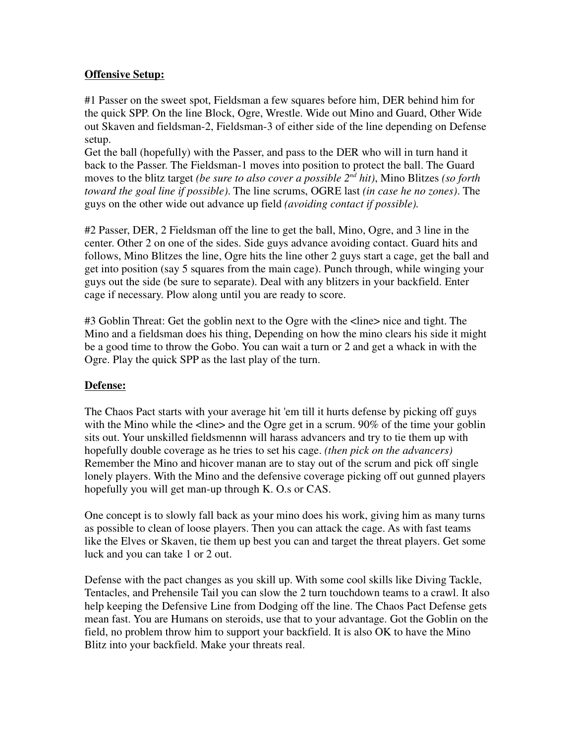**Offensive Setup:**

#1 Passer on the sweet spot, Fieldsman a few squares before him, DER behind him for the quick SPP. On the line Block, Ogre, Wrestle. Wide out Mino and Guard, Other Wide out Skaven and fieldsman-2, Fieldsman-3 of either side of the line depending on Defense setup.
Get the ball (hopefully) with the Passer, and pass to the DER who will in turn hand it back to the Passer. The Fieldsman-1 moves into position to protect the ball. The Guard moves to the blitz target *(be sure to also cover a possible 2nd hit)*, Mino Blitzes *(so forth toward the goal line if possible)*. The line scrums, OGRE last *(in case he no zones)*. The guys on the other wide out advance up field *(avoiding contact if possible).*

#2 Passer, DER, 2 Fieldsman off the line to get the ball, Mino, Ogre, and 3 line in the center. Other 2 on one of the sides. Side guys advance avoiding contact. Guard hits and follows, Mino Blitzes the line, Ogre hits the line other 2 guys start a cage, get the ball and get into position (say 5 squares from the main cage). Punch through, while winging your guys out the side (be sure to separate). Deal with any blitzers in your backfield. Enter cage if necessary. Plow along until you are ready to score.

#3 Goblin Threat: Get the goblin next to the Ogre with the <line> nice and tight. The Mino and a fieldsman does his thing, Depending on how the mino clears his side it might be a good time to throw the Gobo. You can wait a turn or 2 and get a whack in with the Ogre. Play the quick SPP as the last play of the turn.

**Defense:**

The Chaos Pact starts with your average hit 'em till it hurts defense by picking off guys with the Mino while the <line> and the Ogre get in a scrum. 90% of the time your goblin sits out. Your unskilled fieldsmennn will harass advancers and try to tie them up with hopefully double coverage as he tries to set his cage. *(then pick on the advancers)* Remember the Mino and hicover manan are to stay out of the scrum and pick off single lonely players. With the Mino and the defensive coverage picking off out gunned players hopefully you will get man-up through K. O.s or CAS.

One concept is to slowly fall back as your mino does his work, giving him as many turns as possible to clean of loose players. Then you can attack the cage. As with fast teams like the Elves or Skaven, tie them up best you can and target the threat players. Get some luck and you can take 1 or 2 out.

Defense with the pact changes as you skill up. With some cool skills like Diving Tackle, Tentacles, and Prehensile Tail you can slow the 2 turn touchdown teams to a crawl. It also help keeping the Defensive Line from Dodging off the line. The Chaos Pact Defense gets mean fast. You are Humans on steroids, use that to your advantage. Got the Goblin on the field, no problem throw him to support your backfield. It is also OK to have the Mino Blitz into your backfield. Make your threats real.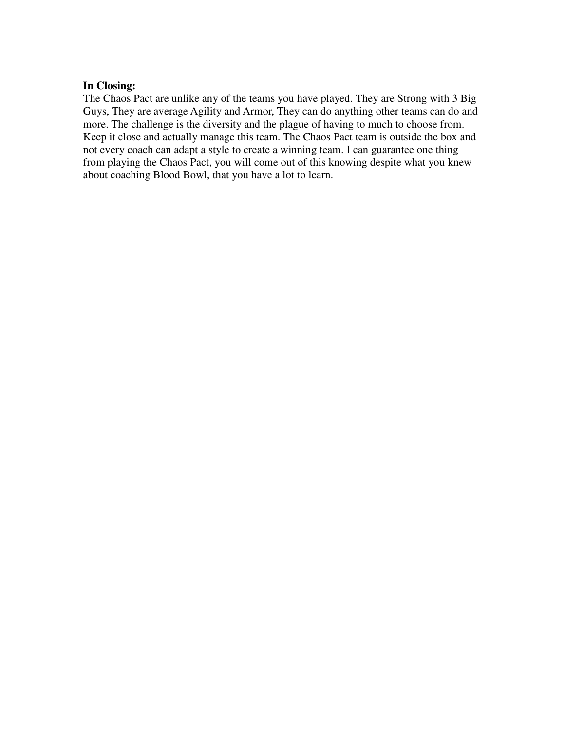**In Closing:**

The Chaos Pact are unlike any of the teams you have played. They are Strong with 3 Big Guys, They are average Agility and Armor, They can do anything other teams can do and more. The challenge is the diversity and the plague of having to much to choose from. Keep it close and actually manage this team. The Chaos Pact team is outside the box and not every coach can adapt a style to create a winning team. I can guarantee one thing from playing the Chaos Pact, you will come out of this knowing despite what you knew about coaching Blood Bowl, that you have a lot to learn.